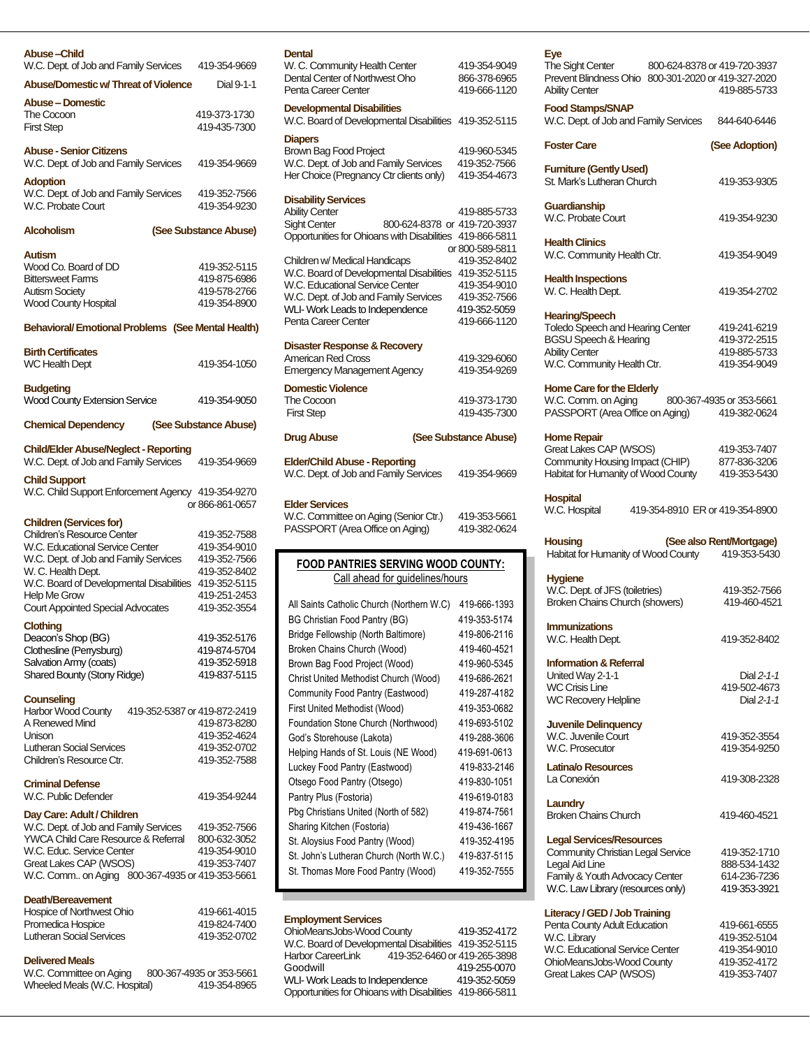**Abuse –Child**
W.C. Dept. of Job and Family Services 419-354-9669

**Abuse/Domestic w/ Threat of Violence** Dial 9-1-1

**Abuse – Domestic**
The Cocoon 419-373-1730
First Step 419-435-7300

**Abuse - Senior Citizens**
W.C. Dept. of Job and Family Services 419-354-9669

**Adoption**
W.C. Dept. of Job and Family Services 419-352-7566
W.C. Probate Court 419-354-9230

**Alcoholism** **(See Substance Abuse)**

**Autism**
Wood Co. Board of DD 419-352-5115
Bittersweet Farms 419-875-6986
Autism Society 419-578-2766
Wood County Hospital 419-354-8900

**Behavioral/ Emotional Problems (See Mental Health)**

**Birth Certificates**
WC Health Dept 419-354-1050

**Budgeting**
Wood County Extension Service 419-354-9050

**Chemical Dependency** **(See Substance Abuse)**

**Child/Elder Abuse/Neglect - Reporting**
W.C. Dept. of Job and Family Services 419-354-9669

**Child Support**
W.C. Child Support Enforcement Agency 419-354-9270 or 866-861-0657

**Children (Services for)**
Children's Resource Center 419-352-7588
W.C. Educational Service Center 419-354-9010
W.C. Dept. of Job and Family Services 419-352-7566
W. C. Health Dept. 419-352-8402
W.C. Board of Developmental Disabilities 419-352-5115
Help Me Grow 419-251-2453
Court Appointed Special Advocates 419-352-3554

**Clothing**
Deacon's Shop (BG) 419-352-5176
Clothesline (Perrysburg) 419-874-5704
Salvation Army (coats) 419-352-5918
Shared Bounty (Stony Ridge) 419-837-5115

**Counseling**
Harbor Wood County 419-352-5387 or 419-872-2419
A Renewed Mind 419-873-8280
Unison 419-352-4624
Lutheran Social Services 419-352-0702
Children's Resource Ctr. 419-352-7588

**Criminal Defense**
W.C. Public Defender 419-354-9244

**Day Care: Adult / Children**
W.C. Dept. of Job and Family Services 419-352-7566
YWCA Child Care Resource & Referral 800-632-3052
W.C. Educ. Service Center 419-354-9010
Great Lakes CAP (WSOS) 419-353-7407
W.C. Comm.. on Aging 800-367-4935 or 419-353-5661

**Death/Bereavement**
Hospice of Northwest Ohio 419-661-4015
Promedica Hospice 419-824-7400
Lutheran Social Services 419-352-0702

**Delivered Meals**
W.C. Committee on Aging 800-367-4935 or 353-5661
Wheeled Meals (W.C. Hospital) 419-354-8965

**Dental**
W. C. Community Health Center 419-354-9049
Dental Center of Northwest Oho 866-378-6965
Penta Career Center 419-666-1120

**Developmental Disabilities**
W.C. Board of Developmental Disabilities 419-352-5115

**Diapers**
Brown Bag Food Project 419-960-5345
W.C. Dept. of Job and Family Services 419-352-7566
Her Choice (Pregnancy Ctr clients only) 419-354-4673

**Disability Services**
Ability Center 419-885-5733
Sight Center 800-624-8378 or 419-720-3937
Opportunities for Ohioans with Disabilities 419-866-5811 or 800-589-5811
Children w/ Medical Handicaps 419-352-8402
W.C. Board of Developmental Disabilities 419-352-5115
W.C. Educational Service Center 419-354-9010
W.C. Dept. of Job and Family Services 419-352-7566
WLI- Work Leads to Independence 419-352-5059
Penta Career Center 419-666-1120

**Disaster Response & Recovery**
American Red Cross 419-329-6060
Emergency Management Agency 419-354-9269

**Domestic Violence**
The Cocoon 419-373-1730
First Step 419-435-7300

**Drug Abuse** **(See Substance Abuse)**

**Elder/Child Abuse - Reporting**
W.C. Dept. of Job and Family Services 419-354-9669

**Elder Services**
W.C. Committee on Aging (Senior Ctr.) 419-353-5661
PASSPORT (Area Office on Aging) 419-382-0624

**FOOD PANTRIES SERVING WOOD COUNTY:**
Call ahead for guidelines/hours

| Pantry | Phone |
|---|---|
| All Saints Catholic Church (Northern W.C) | 419-666-1393 |
| BG Christian Food Pantry (BG) | 419-353-5174 |
| Bridge Fellowship (North Baltimore) | 419-806-2116 |
| Broken Chains Church (Wood) | 419-460-4521 |
| Brown Bag Food Project (Wood) | 419-960-5345 |
| Christ United Methodist Church (Wood) | 419-686-2621 |
| Community Food Pantry (Eastwood) | 419-287-4182 |
| First United Methodist (Wood) | 419-353-0682 |
| Foundation Stone Church (Northwood) | 419-693-5102 |
| God's Storehouse (Lakota) | 419-288-3606 |
| Helping Hands of St. Louis (NE Wood) | 419-691-0613 |
| Luckey Food Pantry (Eastwood) | 419-833-2146 |
| Otsego Food Pantry (Otsego) | 419-830-1051 |
| Pantry Plus (Fostoria) | 419-619-0183 |
| Pbg Christians United (North of 582) | 419-874-7561 |
| Sharing Kitchen (Fostoria) | 419-436-1667 |
| St. Aloysius Food Pantry (Wood) | 419-352-4195 |
| St. John's Lutheran Church (North W.C.) | 419-837-5115 |
| St. Thomas More Food Pantry (Wood) | 419-352-7555 |

**Employment Services**
OhioMeansJobs-Wood County 419-352-4172
W.C. Board of Developmental Disabilities 419-352-5115
Harbor CareerLink 419-352-6460 or 419-265-3898
Goodwill 419-255-0070
WLI- Work Leads to Independence 419-352-5059
Opportunities for Ohioans with Disabilities 419-866-5811

**Eye**
The Sight Center 800-624-8378 or 419-720-3937
Prevent Blindness Ohio 800-301-2020 or 419-327-2020
Ability Center 419-885-5733

**Food Stamps/SNAP**
W.C. Dept. of Job and Family Services 844-640-6446

**Foster Care** **(See Adoption)**

**Furniture (Gently Used)**
St. Mark's Lutheran Church 419-353-9305

**Guardianship**
W.C. Probate Court 419-354-9230

**Health Clinics**
W.C. Community Health Ctr. 419-354-9049

**Health Inspections**
W. C. Health Dept. 419-354-2702

**Hearing/Speech**
Toledo Speech and Hearing Center 419-241-6219
BGSU Speech & Hearing 419-372-2515
Ability Center 419-885-5733
W.C. Community Health Ctr. 419-354-9049

**Home Care for the Elderly**
W.C. Comm. on Aging 800-367-4935 or 353-5661
PASSPORT (Area Office on Aging) 419-382-0624

**Home Repair**
Great Lakes CAP (WSOS) 419-353-7407
Community Housing Impact (CHIP) 877-836-3206
Habitat for Humanity of Wood County 419-353-5430

**Hospital**
W.C. Hospital 419-354-8910 ER or 419-354-8900

**Housing** **(See also Rent/Mortgage)**
Habitat for Humanity of Wood County 419-353-5430

**Hygiene**
W.C. Dept. of JFS (toiletries) 419-352-7566
Broken Chains Church (showers) 419-460-4521

**Immunizations**
W.C. Health Dept. 419-352-8402

**Information & Referral**
United Way 2-1-1 Dial *2-1-1*
WC Crisis Line 419-502-4673
WC Recovery Helpline Dial *2-1-1*

**Juvenile Delinquency**
W.C. Juvenile Court 419-352-3554
W.C. Prosecutor 419-354-9250

**Latina/o Resources**
La Conexión 419-308-2328

**Laundry**
Broken Chains Church 419-460-4521

**Legal Services/Resources**
Community Christian Legal Service 419-352-1710
Legal Aid Line 888-534-1432
Family & Youth Advocacy Center 614-236-7236
W.C. Law Library (resources only) 419-353-3921

**Literacy / GED / Job Training**
Penta County Adult Education 419-661-6555
W.C. Library 419-352-5104
W.C. Educational Service Center 419-354-9010
OhioMeansJobs-Wood County 419-352-4172
Great Lakes CAP (WSOS) 419-353-7407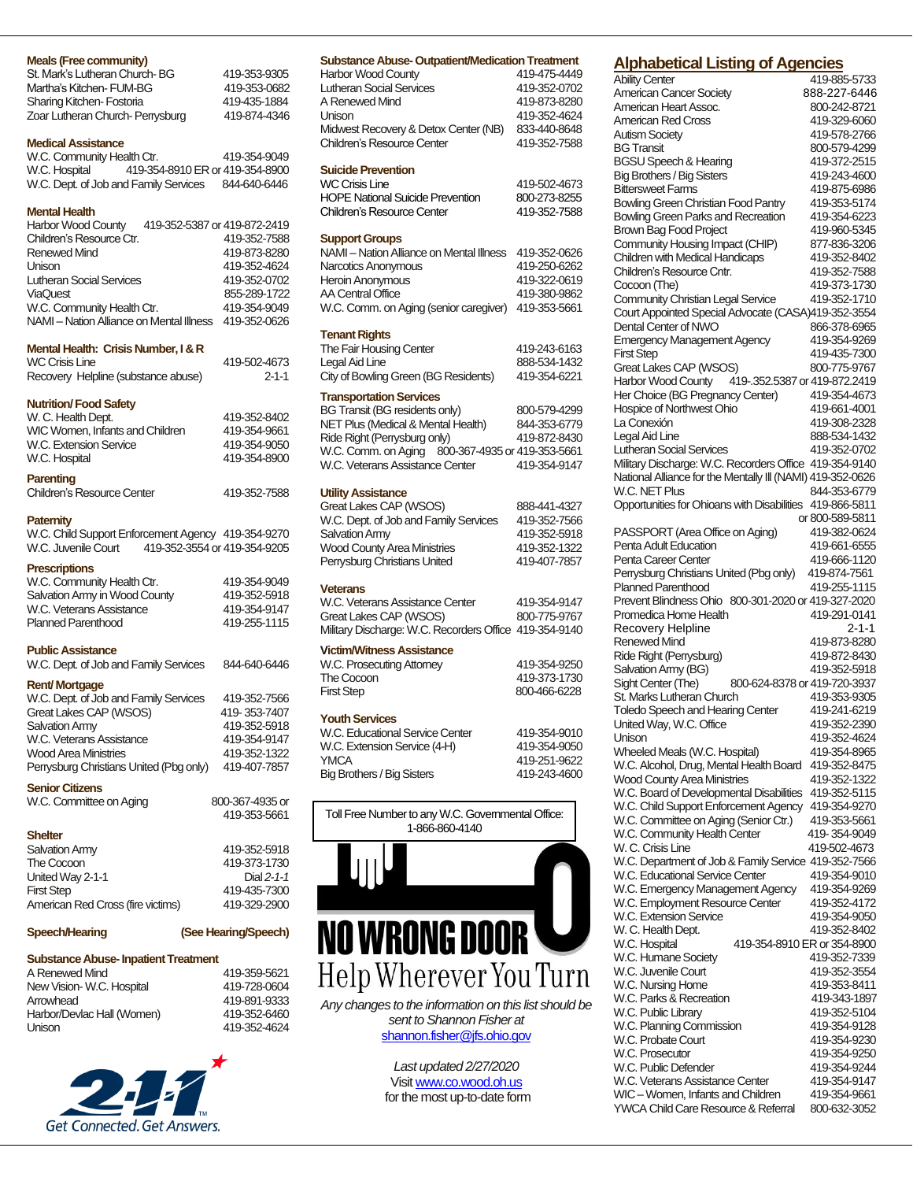### Meals (Free community)

| | |
|---|---|
| St. Mark's Lutheran Church- BG | 419-353-9305 |
| Martha's Kitchen- FUM-BG | 419-353-0682 |
| Sharing Kitchen- Fostoria | 419-435-1884 |
| Zoar Lutheran Church- Perrysburg | 419-874-4346 |

### Medical Assistance

| | |
|---|---|
| W.C. Community Health Ctr. | 419-354-9049 |
| W.C. Hospital | 419-354-8910 ER or 419-354-8900 |
| W.C. Dept. of Job and Family Services | 844-640-6446 |

### Mental Health

| | |
|---|---|
| Harbor Wood County | 419-352-5387 or 419-872-2419 |
| Children's Resource Ctr. | 419-352-7588 |
| Renewed Mind | 419-873-8280 |
| Unison | 419-352-4624 |
| Lutheran Social Services | 419-352-0702 |
| ViaQuest | 855-289-1722 |
| W.C. Community Health Ctr. | 419-354-9049 |
| NAMI – Nation Alliance on Mental Illness | 419-352-0626 |

### Mental Health: Crisis Number, I & R

| | |
|---|---|
| WC Crisis Line | 419-502-4673 |
| Recovery Helpline (substance abuse) | 2-1-1 |

### Nutrition/ Food Safety

| | |
|---|---|
| W. C. Health Dept. | 419-352-8402 |
| WIC Women, Infants and Children | 419-354-9661 |
| W.C. Extension Service | 419-354-9050 |
| W.C. Hospital | 419-354-8900 |

### Parenting

| | |
|---|---|
| Children's Resource Center | 419-352-7588 |

### Paternity

| | |
|---|---|
| W.C. Child Support Enforcement Agency | 419-354-9270 |
| W.C. Juvenile Court | 419-352-3554 or 419-354-9205 |

### Prescriptions

| | |
|---|---|
| W.C. Community Health Ctr. | 419-354-9049 |
| Salvation Army in Wood County | 419-352-5918 |
| W.C. Veterans Assistance | 419-354-9147 |
| Planned Parenthood | 419-255-1115 |

### Public Assistance

| | |
|---|---|
| W.C. Dept. of Job and Family Services | 844-640-6446 |

### Rent/ Mortgage

| | |
|---|---|
| W.C. Dept. of Job and Family Services | 419-352-7566 |
| Great Lakes CAP (WSOS) | 419- 353-7407 |
| Salvation Army | 419-352-5918 |
| W.C. Veterans Assistance | 419-354-9147 |
| Wood Area Ministries | 419-352-1322 |
| Perrysburg Christians United (Pbg only) | 419-407-7857 |

### Senior Citizens

| | |
|---|---|
| W.C. Committee on Aging | 800-367-4935 or 419-353-5661 |

### Shelter

| | |
|---|---|
| Salvation Army | 419-352-5918 |
| The Cocoon | 419-373-1730 |
| United Way 2-1-1 | Dial *2-1-1* |
| First Step | 419-435-7300 |
| American Red Cross (fire victims) | 419-329-2900 |

### Speech/Hearing **(See Hearing/Speech)**

### Substance Abuse- Inpatient Treatment

| | |
|---|---|
| A Renewed Mind | 419-359-5621 |
| New Vision- W.C. Hospital | 419-728-0604 |
| Arrowhead | 419-891-9333 |
| Harbor/Devlac Hall (Women) | 419-352-6460 |
| Unison | 419-352-4624 |

2-1-1 Get Connected. Get Answers.

### Substance Abuse- Outpatient/Medication Treatment

| | |
|---|---|
| Harbor Wood County | 419-475-4449 |
| Lutheran Social Services | 419-352-0702 |
| A Renewed Mind | 419-873-8280 |
| Unison | 419-352-4624 |
| Midwest Recovery & Detox Center (NB) | 833-440-8648 |
| Children's Resource Center | 419-352-7588 |

### Suicide Prevention

| | |
|---|---|
| WC Crisis Line | 419-502-4673 |
| HOPE National Suicide Prevention | 800-273-8255 |
| Children's Resource Center | 419-352-7588 |

### Support Groups

| | |
|---|---|
| NAMI – Nation Alliance on Mental Illness | 419-352-0626 |
| Narcotics Anonymous | 419-250-6262 |
| Heroin Anonymous | 419-322-0619 |
| AA Central Office | 419-380-9862 |
| W.C. Comm. on Aging (senior caregiver) | 419-353-5661 |

### Tenant Rights

| | |
|---|---|
| The Fair Housing Center | 419-243-6163 |
| Legal Aid Line | 888-534-1432 |
| City of Bowling Green (BG Residents) | 419-354-6221 |

### Transportation Services

| | |
|---|---|
| BG Transit (BG residents only) | 800-579-4299 |
| NET Plus (Medical & Mental Health) | 844-353-6779 |
| Ride Right (Perrysburg only) | 419-872-8430 |
| W.C. Comm. on Aging | 800-367-4935 or 419-353-5661 |
| W.C. Veterans Assistance Center | 419-354-9147 |

### Utility Assistance

| | |
|---|---|
| Great Lakes CAP (WSOS) | 888-441-4327 |
| W.C. Dept. of Job and Family Services | 419-352-7566 |
| Salvation Army | 419-352-5918 |
| Wood County Area Ministries | 419-352-1322 |
| Perrysburg Christians United | 419-407-7857 |

### Veterans

| | |
|---|---|
| W.C. Veterans Assistance Center | 419-354-9147 |
| Great Lakes CAP (WSOS) | 800-775-9767 |
| Military Discharge: W.C. Recorders Office | 419-354-9140 |

### Victim/Witness Assistance

| | |
|---|---|
| W.C. Prosecuting Attorney | 419-354-9250 |
| The Cocoon | 419-373-1730 |
| First Step | 800-466-6228 |

### Youth Services

| | |
|---|---|
| W.C. Educational Service Center | 419-354-9010 |
| W.C. Extension Service (4-H) | 419-354-9050 |
| YMCA | 419-251-9622 |
| Big Brothers / Big Sisters | 419-243-4600 |

Toll Free Number to any W.C. Governmental Office: 1-866-860-4140

**NO WRONG DOOR**
Help Wherever You Turn

*Any changes to the information on this list should be sent to Shannon Fisher at* shannon.fisher@jfs.ohio.gov

*Last updated 2/27/2020*
Visit www.co.wood.oh.us for the most up-to-date form

## Alphabetical Listing of Agencies

| | |
|---|---|
| Ability Center | 419-885-5733 |
| American Cancer Society | 888-227-6446 |
| American Heart Assoc. | 800-242-8721 |
| American Red Cross | 419-329-6060 |
| Autism Society | 419-578-2766 |
| BG Transit | 800-579-4299 |
| BGSU Speech & Hearing | 419-372-2515 |
| Big Brothers / Big Sisters | 419-243-4600 |
| Bittersweet Farms | 419-875-6986 |
| Bowling Green Christian Food Pantry | 419-353-5174 |
| Bowling Green Parks and Recreation | 419-354-6223 |
| Brown Bag Food Project | 419-960-5345 |
| Community Housing Impact (CHIP) | 877-836-3206 |
| Children with Medical Handicaps | 419-352-8402 |
| Children's Resource Cntr. | 419-352-7588 |
| Cocoon (The) | 419-373-1730 |
| Community Christian Legal Service | 419-352-1710 |
| Court Appointed Special Advocate (CASA) | 419-352-3554 |
| Dental Center of NWO | 866-378-6965 |
| Emergency Management Agency | 419-354-9269 |
| First Step | 419-435-7300 |
| Great Lakes CAP (WSOS) | 800-775-9767 |
| Harbor Wood County | 419-.352.5387 or 419-872.2419 |
| Her Choice (BG Pregnancy Center) | 419-354-4673 |
| Hospice of Northwest Ohio | 419-661-4001 |
| La Conexión | 419-308-2328 |
| Legal Aid Line | 888-534-1432 |
| Lutheran Social Services | 419-352-0702 |
| Military Discharge: W.C. Recorders Office | 419-354-9140 |
| National Alliance for the Mentally Ill (NAMI) | 419-352-0626 |
| W.C. NET Plus | 844-353-6779 |
| Opportunities for Ohioans with Disabilities | 419-866-5811 or 800-589-5811 |
| PASSPORT (Area Office on Aging) | 419-382-0624 |
| Penta Adult Education | 419-661-6555 |
| Penta Career Center | 419-666-1120 |
| Perrysburg Christians United (Pbg only) | 419-874-7561 |
| Planned Parenthood | 419-255-1115 |
| Prevent Blindness Ohio | 800-301-2020 or 419-327-2020 |
| Promedica Home Health | 419-291-0141 |
| Recovery Helpline | 2-1-1 |
| Renewed Mind | 419-873-8280 |
| Ride Right (Perrysburg) | 419-872-8430 |
| Salvation Army (BG) | 419-352-5918 |
| Sight Center (The) | 800-624-8378 or 419-720-3937 |
| St. Marks Lutheran Church | 419-353-9305 |
| Toledo Speech and Hearing Center | 419-241-6219 |
| United Way, W.C. Office | 419-352-2390 |
| Unison | 419-352-4624 |
| Wheeled Meals (W.C. Hospital) | 419-354-8965 |
| W.C. Alcohol, Drug, Mental Health Board | 419-352-8475 |
| Wood County Area Ministries | 419-352-1322 |
| W.C. Board of Developmental Disabilities | 419-352-5115 |
| W.C. Child Support Enforcement Agency | 419-354-9270 |
| W.C. Committee on Aging (Senior Ctr.) | 419-353-5661 |
| W.C. Community Health Center | 419- 354-9049 |
| W. C. Crisis Line | 419-502-4673 |
| W.C. Department of Job & Family Service | 419-352-7566 |
| W.C. Educational Service Center | 419-354-9010 |
| W.C. Emergency Management Agency | 419-354-9269 |
| W.C. Employment Resource Center | 419-352-4172 |
| W.C. Extension Service | 419-354-9050 |
| W. C. Health Dept. | 419-352-8402 |
| W.C. Hospital | 419-354-8910 ER or 354-8900 |
| W.C. Humane Society | 419-352-7339 |
| W.C. Juvenile Court | 419-352-3554 |
| W.C. Nursing Home | 419-353-8411 |
| W.C. Parks & Recreation | 419-343-1897 |
| W.C. Public Library | 419-352-5104 |
| W.C. Planning Commission | 419-354-9128 |
| W.C. Probate Court | 419-354-9230 |
| W.C. Prosecutor | 419-354-9250 |
| W.C. Public Defender | 419-354-9244 |
| W.C. Veterans Assistance Center | 419-354-9147 |
| WIC – Women, Infants and Children | 419-354-9661 |
| YWCA Child Care Resource & Referral | 800-632-3052 |